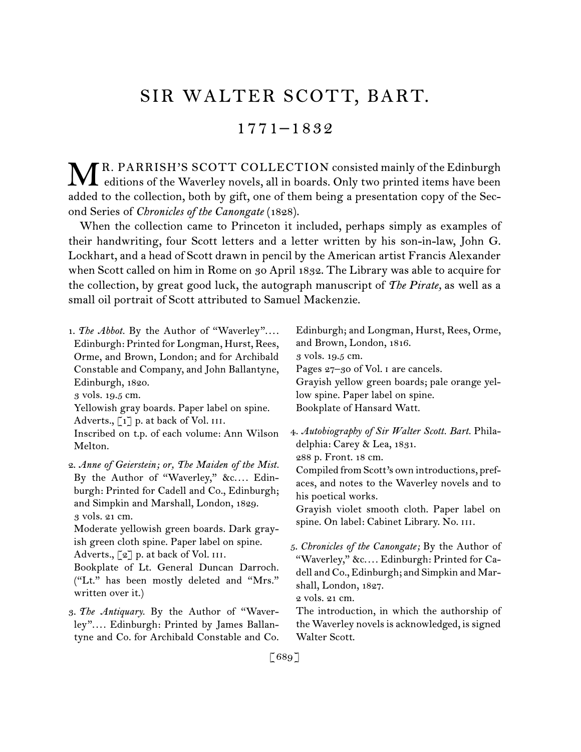# SIR WALTER SCOTT, BART.

## 1771–1832

MR. PARRISH'S SCOTT COLLECTION consisted mainly of the Edinburgh editions of the Waverley novels, all in boards. Only two printed items have been added to the collection, both by gift, one of them being a presentation copy of the Second Series of *Chronicles of the Canongate* (1828).

When the collection came to Princeton it included, perhaps simply as examples of their handwriting, four Scott letters and a letter written by his son-in-law, John G. Lockhart, and a head of Scott drawn in pencil by the American artist Francis Alexander when Scott called on him in Rome on 30 April 1832. The Library was able to acquire for the collection, by great good luck, the autograph manuscript of *The Pirate,* as well as a small oil portrait of Scott attributed to Samuel Mackenzie.

1. *The Abbot.* By the Author of "Waverley".... Edinburgh: Printed for Longman, Hurst, Rees, Orme, and Brown, London; and for Archibald Constable and Company, and John Ballantyne, Edinburgh, 1820.
 3 vols. 19.5 cm.
 Yellowish gray boards. Paper label on spine.
 Adverts., [1] p. at back of Vol. III.
 Inscribed on t.p. of each volume: Ann Wilson Melton.

2. *Anne of Geierstein; or, The Maiden of the Mist.* By the Author of "Waverley," &c.... Edinburgh: Printed for Cadell and Co., Edinburgh; and Simpkin and Marshall, London, 1829.
 3 vols. 21 cm.
 Moderate yellowish green boards. Dark grayish green cloth spine. Paper label on spine.
 Adverts., [2] p. at back of Vol. III.
 Bookplate of Lt. General Duncan Darroch. ("Lt." has been mostly deleted and "Mrs." written over it.)

3. *The Antiquary.* By the Author of "Waverley".... Edinburgh: Printed by James Ballantyne and Co. for Archibald Constable and Co. Edinburgh; and Longman, Hurst, Rees, Orme, and Brown, London, 1816.
 3 vols. 19.5 cm.
 Pages 27–30 of Vol. I are cancels.
 Grayish yellow green boards; pale orange yellow spine. Paper label on spine.
 Bookplate of Hansard Watt.

4. *Autobiography of Sir Walter Scott. Bart.* Philadelphia: Carey & Lea, 1831.
 288 p. Front. 18 cm.
 Compiled from Scott's own introductions, prefaces, and notes to the Waverley novels and to his poetical works.
 Grayish violet smooth cloth. Paper label on spine. On label: Cabinet Library. No. III.

5. *Chronicles of the Canongate;* By the Author of "Waverley," &c.... Edinburgh: Printed for Cadell and Co., Edinburgh; and Simpkin and Marshall, London, 1827.
 2 vols. 21 cm.
 The introduction, in which the authorship of the Waverley novels is acknowledged, is signed Walter Scott.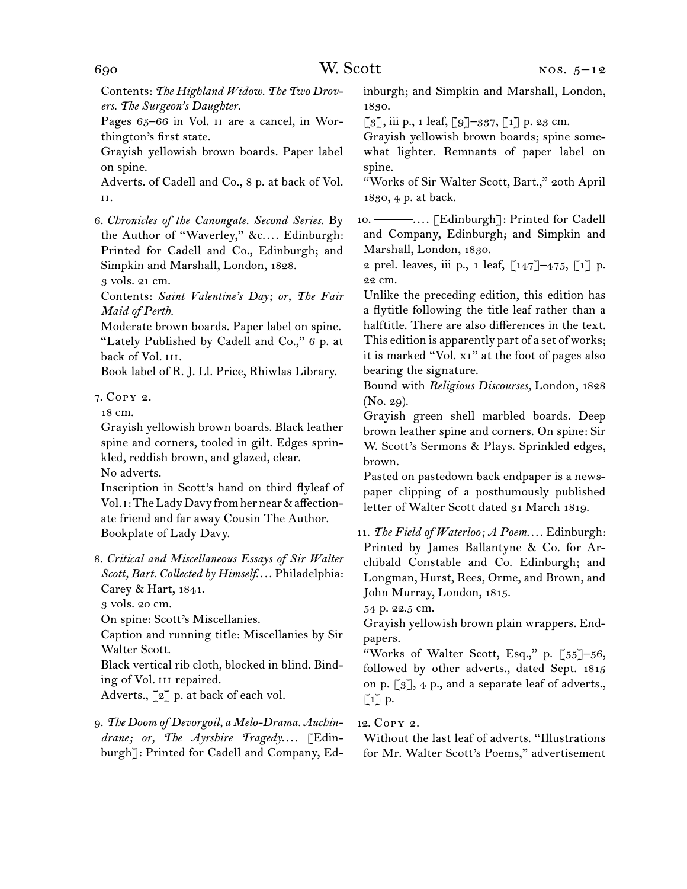Contents: *The Highland Widow. The Two Drovers. The Surgeon's Daughter.*

Pages 65–66 in Vol. II are a cancel, in Worthington's first state.

Grayish yellowish brown boards. Paper label on spine.

Adverts. of Cadell and Co., 8 p. at back of Vol. II.

6. *Chronicles of the Canongate. Second Series.* By the Author of "Waverley," &c.... Edinburgh: Printed for Cadell and Co., Edinburgh; and Simpkin and Marshall, London, 1828.

3 vols. 21 cm.

Contents: *Saint Valentine's Day; or, The Fair Maid of Perth.*

Moderate brown boards. Paper label on spine.

"Lately Published by Cadell and Co.," 6 p. at back of Vol. III.

Book label of R. J. Ll. Price, Rhiwlas Library.

7. Copy 2.

18 cm.

Grayish yellowish brown boards. Black leather spine and corners, tooled in gilt. Edges sprinkled, reddish brown, and glazed, clear.

No adverts.

Inscription in Scott's hand on third flyleaf of Vol. I: The Lady Davy from her near & affectionate friend and far away Cousin The Author.

Bookplate of Lady Davy.

8. *Critical and Miscellaneous Essays of Sir Walter Scott, Bart. Collected by Himself....* Philadelphia: Carey & Hart, 1841.

3 vols. 20 cm.

On spine: Scott's Miscellanies.

Caption and running title: Miscellanies by Sir Walter Scott.

Black vertical rib cloth, blocked in blind. Binding of Vol. III repaired.

Adverts., [2] p. at back of each vol.

9. *The Doom of Devorgoil, a Melo-Drama. Auchindrane; or, The Ayrshire Tragedy....* [Edinburgh]: Printed for Cadell and Company, Edinburgh; and Simpkin and Marshall, London, 1830.

[3], iii p., 1 leaf, [9]–337, [1] p. 23 cm.

Grayish yellowish brown boards; spine somewhat lighter. Remnants of paper label on spine.

"Works of Sir Walter Scott, Bart.," 20th April 1830, 4 p. at back.

10. ———.... [Edinburgh]: Printed for Cadell and Company, Edinburgh; and Simpkin and Marshall, London, 1830.

2 prel. leaves, iii p., 1 leaf, [147]–475, [1] p. 22 cm.

Unlike the preceding edition, this edition has a flytitle following the title leaf rather than a halftitle. There are also differences in the text. This edition is apparently part of a set of works; it is marked "Vol. XI" at the foot of pages also bearing the signature.

Bound with *Religious Discourses,* London, 1828 (No. 29).

Grayish green shell marbled boards. Deep brown leather spine and corners. On spine: Sir W. Scott's Sermons & Plays. Sprinkled edges, brown.

Pasted on pastedown back endpaper is a newspaper clipping of a posthumously published letter of Walter Scott dated 31 March 1819.

11. *The Field of Waterloo; A Poem....* Edinburgh: Printed by James Ballantyne & Co. for Archibald Constable and Co. Edinburgh; and Longman, Hurst, Rees, Orme, and Brown, and John Murray, London, 1815.

54 p. 22.5 cm.

Grayish yellowish brown plain wrappers. Endpapers.

"Works of Walter Scott, Esq.," p. [55]–56, followed by other adverts., dated Sept. 1815 on p. [3], 4 p., and a separate leaf of adverts., [1] p.

12. Copy 2.

Without the last leaf of adverts. "Illustrations for Mr. Walter Scott's Poems," advertisement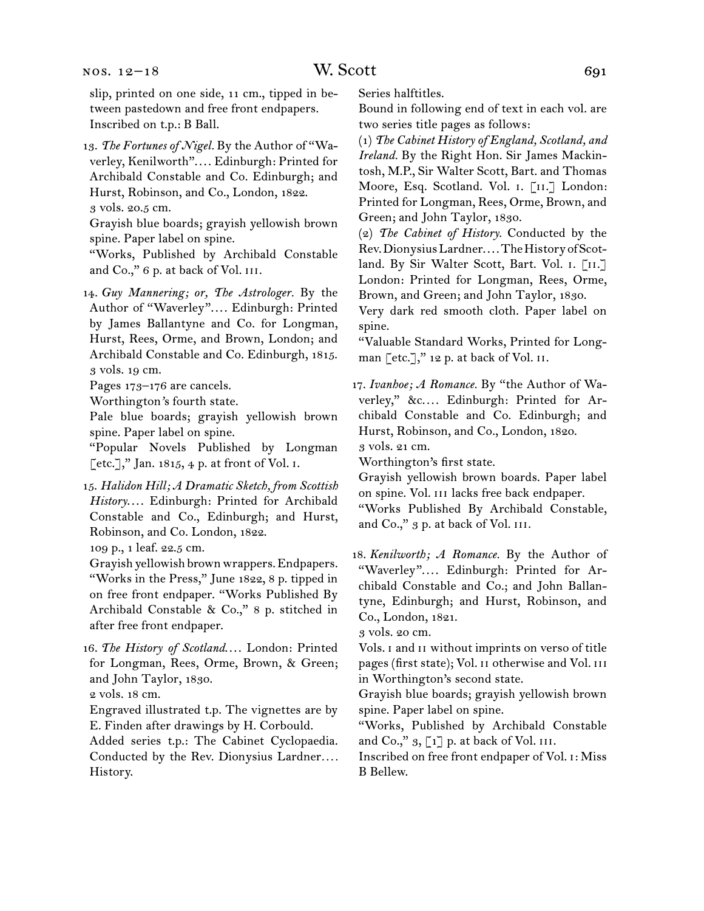slip, printed on one side, 11 cm., tipped in between pastedown and free front endpapers.
Inscribed on t.p.: B Ball.

13. *The Fortunes of Nigel.* By the Author of "Waverley, Kenilworth"…. Edinburgh: Printed for Archibald Constable and Co. Edinburgh; and Hurst, Robinson, and Co., London, 1822.
3 vols. 20.5 cm.
Grayish blue boards; grayish yellowish brown spine. Paper label on spine.
"Works, Published by Archibald Constable and Co.," 6 p. at back of Vol. III.

14. *Guy Mannering; or, The Astrologer.* By the Author of "Waverley"…. Edinburgh: Printed by James Ballantyne and Co. for Longman, Hurst, Rees, Orme, and Brown, London; and Archibald Constable and Co. Edinburgh, 1815.
3 vols. 19 cm.
Pages 173–176 are cancels.
Worthington's fourth state.
Pale blue boards; grayish yellowish brown spine. Paper label on spine.
"Popular Novels Published by Longman [etc.]," Jan. 1815, 4 p. at front of Vol. I.

15. *Halidon Hill; A Dramatic Sketch, from Scottish History.*… Edinburgh: Printed for Archibald Constable and Co., Edinburgh; and Hurst, Robinson, and Co. London, 1822.
109 p., 1 leaf. 22.5 cm.
Grayish yellowish brown wrappers. Endpapers.
"Works in the Press," June 1822, 8 p. tipped in on free front endpaper. "Works Published By Archibald Constable & Co.," 8 p. stitched in after free front endpaper.

16. *The History of Scotland.*… London: Printed for Longman, Rees, Orme, Brown, & Green; and John Taylor, 1830.
2 vols. 18 cm.
Engraved illustrated t.p. The vignettes are by E. Finden after drawings by H. Corbould.
Added series t.p.: The Cabinet Cyclopaedia. Conducted by the Rev. Dionysius Lardner…. History.
Series halftitles.
Bound in following end of text in each vol. are two series title pages as follows:
(1) *The Cabinet History of England, Scotland, and Ireland.* By the Right Hon. Sir James Mackintosh, M.P., Sir Walter Scott, Bart. and Thomas Moore, Esq. Scotland. Vol. I. [II.] London: Printed for Longman, Rees, Orme, Brown, and Green; and John Taylor, 1830.
(2) *The Cabinet of History.* Conducted by the Rev. Dionysius Lardner…. The History of Scotland. By Sir Walter Scott, Bart. Vol. I. [II.] London: Printed for Longman, Rees, Orme, Brown, and Green; and John Taylor, 1830.
Very dark red smooth cloth. Paper label on spine.
"Valuable Standard Works, Printed for Longman [etc.]," 12 p. at back of Vol. II.

17. *Ivanhoe; A Romance.* By "the Author of Waverley," &c.… Edinburgh: Printed for Archibald Constable and Co. Edinburgh; and Hurst, Robinson, and Co., London, 1820.
3 vols. 21 cm.
Worthington's first state.
Grayish yellowish brown boards. Paper label on spine. Vol. III lacks free back endpaper.
"Works Published By Archibald Constable, and Co.," 3 p. at back of Vol. III.

18. *Kenilworth; A Romance.* By the Author of "Waverley"…. Edinburgh: Printed for Archibald Constable and Co.; and John Ballantyne, Edinburgh; and Hurst, Robinson, and Co., London, 1821.
3 vols. 20 cm.
Vols. I and II without imprints on verso of title pages (first state); Vol. II otherwise and Vol. III in Worthington's second state.
Grayish blue boards; grayish yellowish brown spine. Paper label on spine.
"Works, Published by Archibald Constable and Co.," 3, [1] p. at back of Vol. III.
Inscribed on free front endpaper of Vol. I: Miss B Bellew.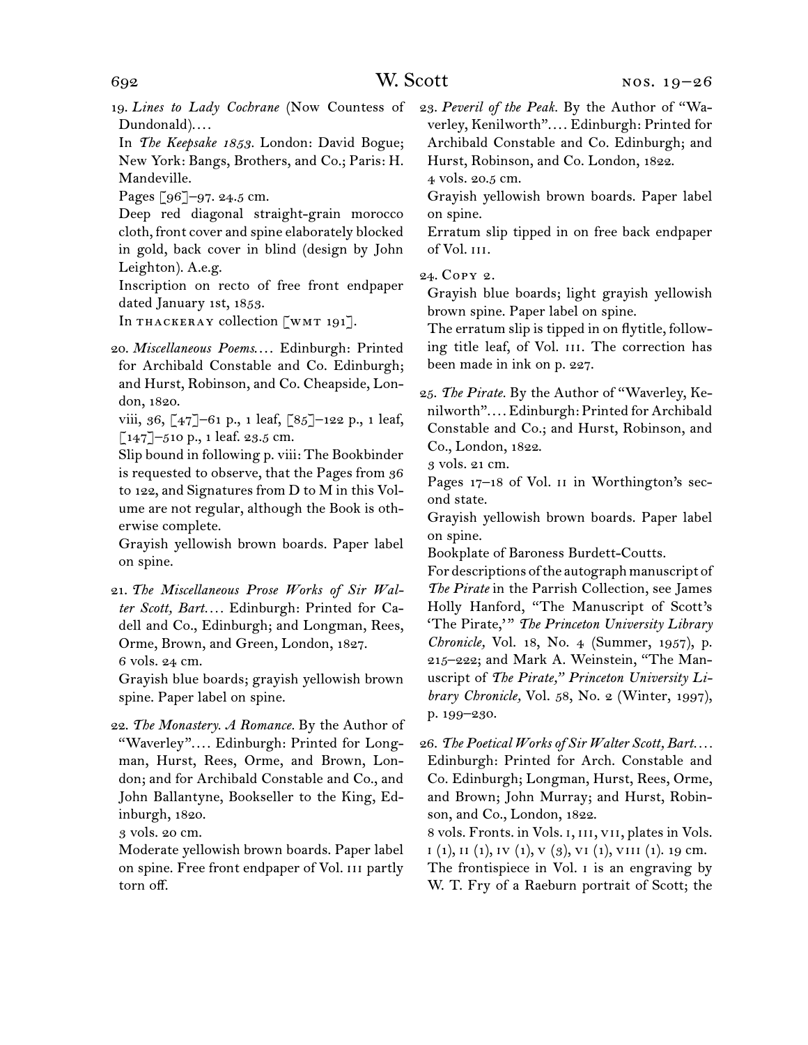19. *Lines to Lady Cochrane* (Now Countess of Dundonald)....

In *The Keepsake 1853.* London: David Bogue; New York: Bangs, Brothers, and Co.; Paris: H. Mandeville.

Pages [96]–97. 24.5 cm.

Deep red diagonal straight-grain morocco cloth, front cover and spine elaborately blocked in gold, back cover in blind (design by John Leighton). A.e.g.

Inscription on recto of free front endpaper dated January 1st, 1853.

In THACKERAY collection [WMT 191].

20. *Miscellaneous Poems*.... Edinburgh: Printed for Archibald Constable and Co. Edinburgh; and Hurst, Robinson, and Co. Cheapside, London, 1820.

viii, 36, [47]–61 p., 1 leaf, [85]–122 p., 1 leaf, [147]–510 p., 1 leaf. 23.5 cm.

Slip bound in following p. viii: The Bookbinder is requested to observe, that the Pages from 36 to 122, and Signatures from D to M in this Volume are not regular, although the Book is otherwise complete.

Grayish yellowish brown boards. Paper label on spine.

21. *The Miscellaneous Prose Works of Sir Walter Scott, Bart*.... Edinburgh: Printed for Cadell and Co., Edinburgh; and Longman, Rees, Orme, Brown, and Green, London, 1827.

6 vols. 24 cm.

Grayish blue boards; grayish yellowish brown spine. Paper label on spine.

22. *The Monastery. A Romance.* By the Author of "Waverley".... Edinburgh: Printed for Longman, Hurst, Rees, Orme, and Brown, London; and for Archibald Constable and Co., and John Ballantyne, Bookseller to the King, Edinburgh, 1820.

3 vols. 20 cm.

Moderate yellowish brown boards. Paper label on spine. Free front endpaper of Vol. III partly torn off.

23. *Peveril of the Peak.* By the Author of "Waverley, Kenilworth".... Edinburgh: Printed for Archibald Constable and Co. Edinburgh; and Hurst, Robinson, and Co. London, 1822.

4 vols. 20.5 cm.

Grayish yellowish brown boards. Paper label on spine.

Erratum slip tipped in on free back endpaper of Vol. III.

24. COPY 2.

Grayish blue boards; light grayish yellowish brown spine. Paper label on spine.

The erratum slip is tipped in on flytitle, following title leaf, of Vol. III. The correction has been made in ink on p. 227.

25. *The Pirate.* By the Author of "Waverley, Kenilworth".... Edinburgh: Printed for Archibald Constable and Co.; and Hurst, Robinson, and Co., London, 1822.

3 vols. 21 cm.

Pages 17–18 of Vol. II in Worthington's second state.

Grayish yellowish brown boards. Paper label on spine.

Bookplate of Baroness Burdett-Coutts.

For descriptions of the autograph manuscript of *The Pirate* in the Parrish Collection, see James Holly Hanford, "The Manuscript of Scott's 'The Pirate,'" *The Princeton University Library Chronicle,* Vol. 18, No. 4 (Summer, 1957), p. 215–222; and Mark A. Weinstein, "The Manuscript of *The Pirate,*" *Princeton University Library Chronicle,* Vol. 58, No. 2 (Winter, 1997), p. 199–230.

26. *The Poetical Works of Sir Walter Scott, Bart*.... Edinburgh: Printed for Arch. Constable and Co. Edinburgh; Longman, Hurst, Rees, Orme, and Brown; John Murray; and Hurst, Robinson, and Co., London, 1822.

8 vols. Fronts. in Vols. I, III, VII, plates in Vols. I (1), II (1), IV (1), V (3), VI (1), VIII (1). 19 cm.

The frontispiece in Vol. I is an engraving by W. T. Fry of a Raeburn portrait of Scott; the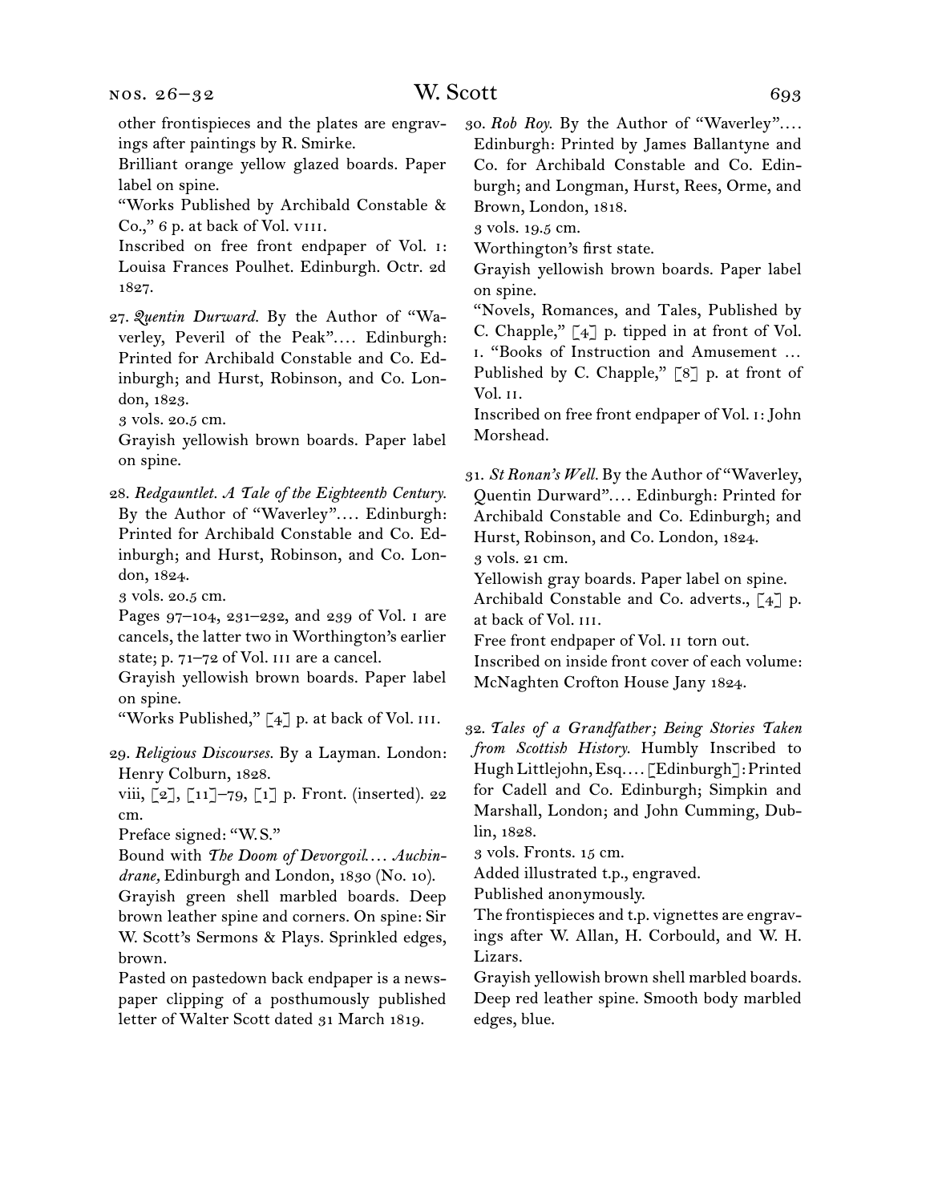other frontispieces and the plates are engravings after paintings by R. Smirke.

Brilliant orange yellow glazed boards. Paper label on spine.

"Works Published by Archibald Constable & Co.," 6 p. at back of Vol. VIII.

Inscribed on free front endpaper of Vol. I: Louisa Frances Poulhet. Edinburgh. Octr. 2d 1827.

27. *Quentin Durward.* By the Author of "Waverley, Peveril of the Peak".... Edinburgh: Printed for Archibald Constable and Co. Edinburgh; and Hurst, Robinson, and Co. London, 1823.

3 vols. 20.5 cm.

Grayish yellowish brown boards. Paper label on spine.

28. *Redgauntlet. A Tale of the Eighteenth Century.* By the Author of "Waverley".... Edinburgh: Printed for Archibald Constable and Co. Edinburgh; and Hurst, Robinson, and Co. London, 1824.

3 vols. 20.5 cm.

Pages 97–104, 231–232, and 239 of Vol. I are cancels, the latter two in Worthington's earlier state; p. 71–72 of Vol. III are a cancel.

Grayish yellowish brown boards. Paper label on spine.

"Works Published," [4] p. at back of Vol. III.

29. *Religious Discourses.* By a Layman. London: Henry Colburn, 1828.

viii, [2], [11]–79, [1] p. Front. (inserted). 22 cm.

Preface signed: "W.S."

Bound with *The Doom of Devorgoil.... Auchindrane,* Edinburgh and London, 1830 (No. 10).

Grayish green shell marbled boards. Deep brown leather spine and corners. On spine: Sir W. Scott's Sermons & Plays. Sprinkled edges, brown.

Pasted on pastedown back endpaper is a newspaper clipping of a posthumously published letter of Walter Scott dated 31 March 1819.

30. *Rob Roy.* By the Author of "Waverley".... Edinburgh: Printed by James Ballantyne and Co. for Archibald Constable and Co. Edinburgh; and Longman, Hurst, Rees, Orme, and Brown, London, 1818.

3 vols. 19.5 cm.

Worthington's first state.

Grayish yellowish brown boards. Paper label on spine.

"Novels, Romances, and Tales, Published by C. Chapple," [4] p. tipped in at front of Vol. I. "Books of Instruction and Amusement ... Published by C. Chapple," [8] p. at front of Vol. II.

Inscribed on free front endpaper of Vol. I: John Morshead.

31. *St Ronan's Well.* By the Author of "Waverley, Quentin Durward".... Edinburgh: Printed for Archibald Constable and Co. Edinburgh; and Hurst, Robinson, and Co. London, 1824.

3 vols. 21 cm.

Yellowish gray boards. Paper label on spine.

Archibald Constable and Co. adverts., [4] p. at back of Vol. III.

Free front endpaper of Vol. II torn out.

Inscribed on inside front cover of each volume: McNaghten Crofton House Jany 1824.

32. *Tales of a Grandfather; Being Stories Taken from Scottish History.* Humbly Inscribed to Hugh Littlejohn, Esq.... [Edinburgh]: Printed for Cadell and Co. Edinburgh; Simpkin and Marshall, London; and John Cumming, Dublin, 1828.

3 vols. Fronts. 15 cm.

Added illustrated t.p., engraved.

Published anonymously.

The frontispieces and t.p. vignettes are engravings after W. Allan, H. Corbould, and W. H. Lizars.

Grayish yellowish brown shell marbled boards. Deep red leather spine. Smooth body marbled edges, blue.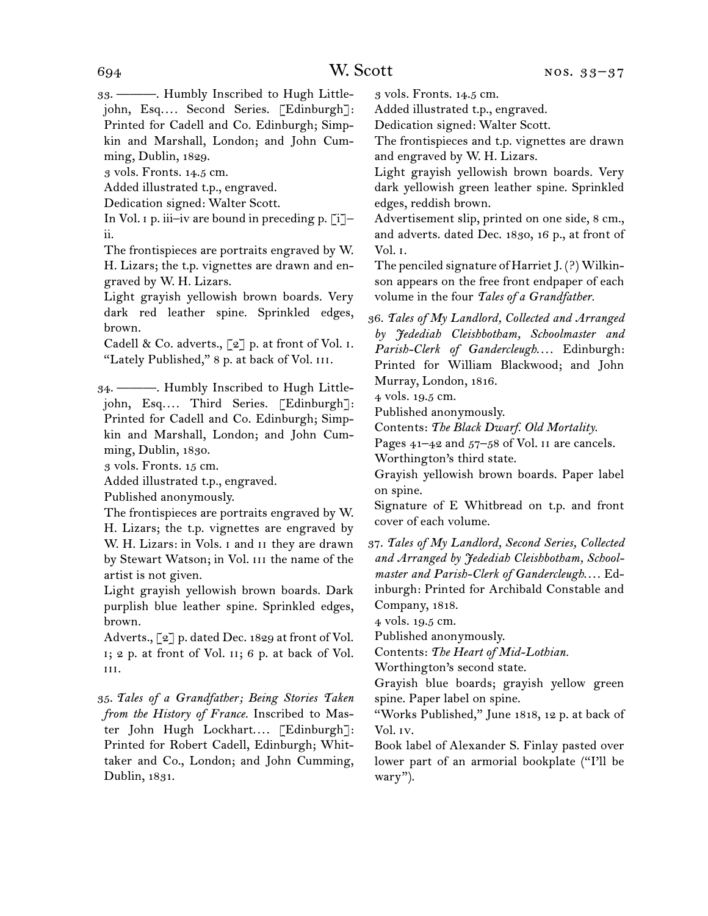33. ———. Humbly Inscribed to Hugh Littlejohn, Esq.… Second Series. [Edinburgh]: Printed for Cadell and Co. Edinburgh; Simpkin and Marshall, London; and John Cumming, Dublin, 1829.
3 vols. Fronts. 14.5 cm.
Added illustrated t.p., engraved.
Dedication signed: Walter Scott.
In Vol. i p. iii–iv are bound in preceding p. [i]–ii.
The frontispieces are portraits engraved by W. H. Lizars; the t.p. vignettes are drawn and engraved by W. H. Lizars.
Light grayish yellowish brown boards. Very dark red leather spine. Sprinkled edges, brown.
Cadell & Co. adverts., [2] p. at front of Vol. i. "Lately Published," 8 p. at back of Vol. iii.

34. ———. Humbly Inscribed to Hugh Littlejohn, Esq.… Third Series. [Edinburgh]: Printed for Cadell and Co. Edinburgh; Simpkin and Marshall, London; and John Cumming, Dublin, 1830.
3 vols. Fronts. 15 cm.
Added illustrated t.p., engraved.
Published anonymously.
The frontispieces are portraits engraved by W. H. Lizars; the t.p. vignettes are engraved by W. H. Lizars: in Vols. i and ii they are drawn by Stewart Watson; in Vol. iii the name of the artist is not given.
Light grayish yellowish brown boards. Dark purplish blue leather spine. Sprinkled edges, brown.
Adverts., [2] p. dated Dec. 1829 at front of Vol. i; 2 p. at front of Vol. ii; 6 p. at back of Vol. iii.

35. *Tales of a Grandfather; Being Stories Taken from the History of France.* Inscribed to Master John Hugh Lockhart.… [Edinburgh]: Printed for Robert Cadell, Edinburgh; Whittaker and Co., London; and John Cumming, Dublin, 1831.
3 vols. Fronts. 14.5 cm.
Added illustrated t.p., engraved.
Dedication signed: Walter Scott.
The frontispieces and t.p. vignettes are drawn and engraved by W. H. Lizars.
Light grayish yellowish brown boards. Very dark yellowish green leather spine. Sprinkled edges, reddish brown.
Advertisement slip, printed on one side, 8 cm., and adverts. dated Dec. 1830, 16 p., at front of Vol. i.
The penciled signature of Harriet J. (?) Wilkinson appears on the free front endpaper of each volume in the four *Tales of a Grandfather.*

36. *Tales of My Landlord, Collected and Arranged by Jedediah Cleishbotham, Schoolmaster and Parish-Clerk of Gandercleugh.…* Edinburgh: Printed for William Blackwood; and John Murray, London, 1816.
4 vols. 19.5 cm.
Published anonymously.
Contents: *The Black Dwarf. Old Mortality.*
Pages 41–42 and 57–58 of Vol. ii are cancels.
Worthington's third state.
Grayish yellowish brown boards. Paper label on spine.
Signature of E Whitbread on t.p. and front cover of each volume.

37. *Tales of My Landlord, Second Series, Collected and Arranged by Jedediah Cleishbotham, Schoolmaster and Parish-Clerk of Gandercleugh.…* Edinburgh: Printed for Archibald Constable and Company, 1818.
4 vols. 19.5 cm.
Published anonymously.
Contents: *The Heart of Mid-Lothian.*
Worthington's second state.
Grayish blue boards; grayish yellow green spine. Paper label on spine.
"Works Published," June 1818, 12 p. at back of Vol. iv.
Book label of Alexander S. Finlay pasted over lower part of an armorial bookplate ("I'll be wary").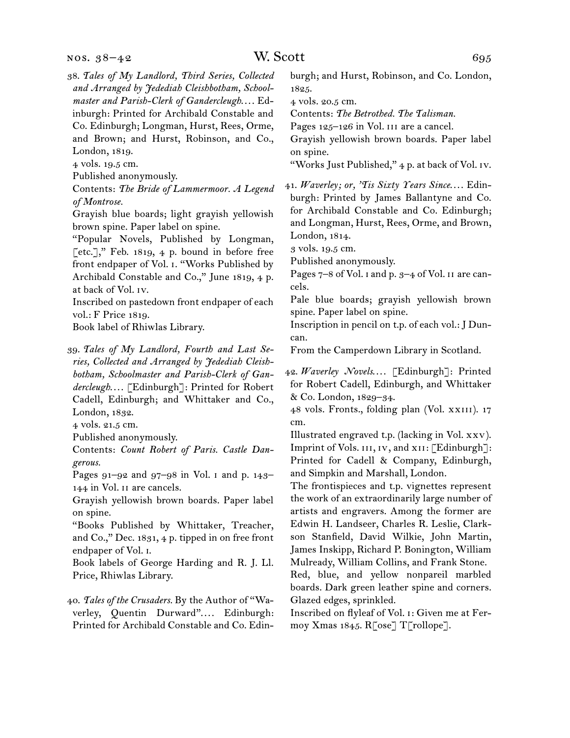38. *Tales of My Landlord, Third Series, Collected and Arranged by Jedediah Cleishbotham, Schoolmaster and Parish-Clerk of Gandercleugh.*... Edinburgh: Printed for Archibald Constable and Co. Edinburgh; Longman, Hurst, Rees, Orme, and Brown; and Hurst, Robinson, and Co., London, 1819.
4 vols. 19.5 cm.
Published anonymously.
Contents: *The Bride of Lammermoor. A Legend of Montrose.*
Grayish blue boards; light grayish yellowish brown spine. Paper label on spine.
"Popular Novels, Published by Longman, [etc.]," Feb. 1819, 4 p. bound in before free front endpaper of Vol. I. "Works Published by Archibald Constable and Co.," June 1819, 4 p. at back of Vol. IV.
Inscribed on pastedown front endpaper of each vol.: F Price 1819.
Book label of Rhiwlas Library.

39. *Tales of My Landlord, Fourth and Last Series, Collected and Arranged by Jedediah Cleishbotham, Schoolmaster and Parish-Clerk of Gandercleugh.*... [Edinburgh]: Printed for Robert Cadell, Edinburgh; and Whittaker and Co., London, 1832.
4 vols. 21.5 cm.
Published anonymously.
Contents: *Count Robert of Paris. Castle Dangerous.*
Pages 91–92 and 97–98 in Vol. I and p. 143–144 in Vol. II are cancels.
Grayish yellowish brown boards. Paper label on spine.
"Books Published by Whittaker, Treacher, and Co.," Dec. 1831, 4 p. tipped in on free front endpaper of Vol. I.
Book labels of George Harding and R. J. Ll. Price, Rhiwlas Library.

40. *Tales of the Crusaders.* By the Author of "Waverley, Quentin Durward".... Edinburgh: Printed for Archibald Constable and Co. Edinburgh; and Hurst, Robinson, and Co. London, 1825.
4 vols. 20.5 cm.
Contents: *The Betrothed. The Talisman.*
Pages 125–126 in Vol. III are a cancel.
Grayish yellowish brown boards. Paper label on spine.
"Works Just Published," 4 p. at back of Vol. IV.

41. *Waverley; or, 'Tis Sixty Years Since.*... Edinburgh: Printed by James Ballantyne and Co. for Archibald Constable and Co. Edinburgh; and Longman, Hurst, Rees, Orme, and Brown, London, 1814.
3 vols. 19.5 cm.
Published anonymously.
Pages 7–8 of Vol. I and p. 3–4 of Vol. II are cancels.
Pale blue boards; grayish yellowish brown spine. Paper label on spine.
Inscription in pencil on t.p. of each vol.: J Duncan.
From the Camperdown Library in Scotland.

42. *Waverley Novels.*... [Edinburgh]: Printed for Robert Cadell, Edinburgh, and Whittaker & Co. London, 1829–34.
48 vols. Fronts., folding plan (Vol. XXIII). 17 cm.
Illustrated engraved t.p. (lacking in Vol. XXV).
Imprint of Vols. III, IV, and XII: [Edinburgh]: Printed for Cadell & Company, Edinburgh, and Simpkin and Marshall, London.
The frontispieces and t.p. vignettes represent the work of an extraordinarily large number of artists and engravers. Among the former are Edwin H. Landseer, Charles R. Leslie, Clarkson Stanfield, David Wilkie, John Martin, James Inskipp, Richard P. Bonington, William Mulready, William Collins, and Frank Stone.
Red, blue, and yellow nonpareil marbled boards. Dark green leather spine and corners. Glazed edges, sprinkled.
Inscribed on flyleaf of Vol. I: Given me at Fermoy Xmas 1845. R[ose] T[rollope].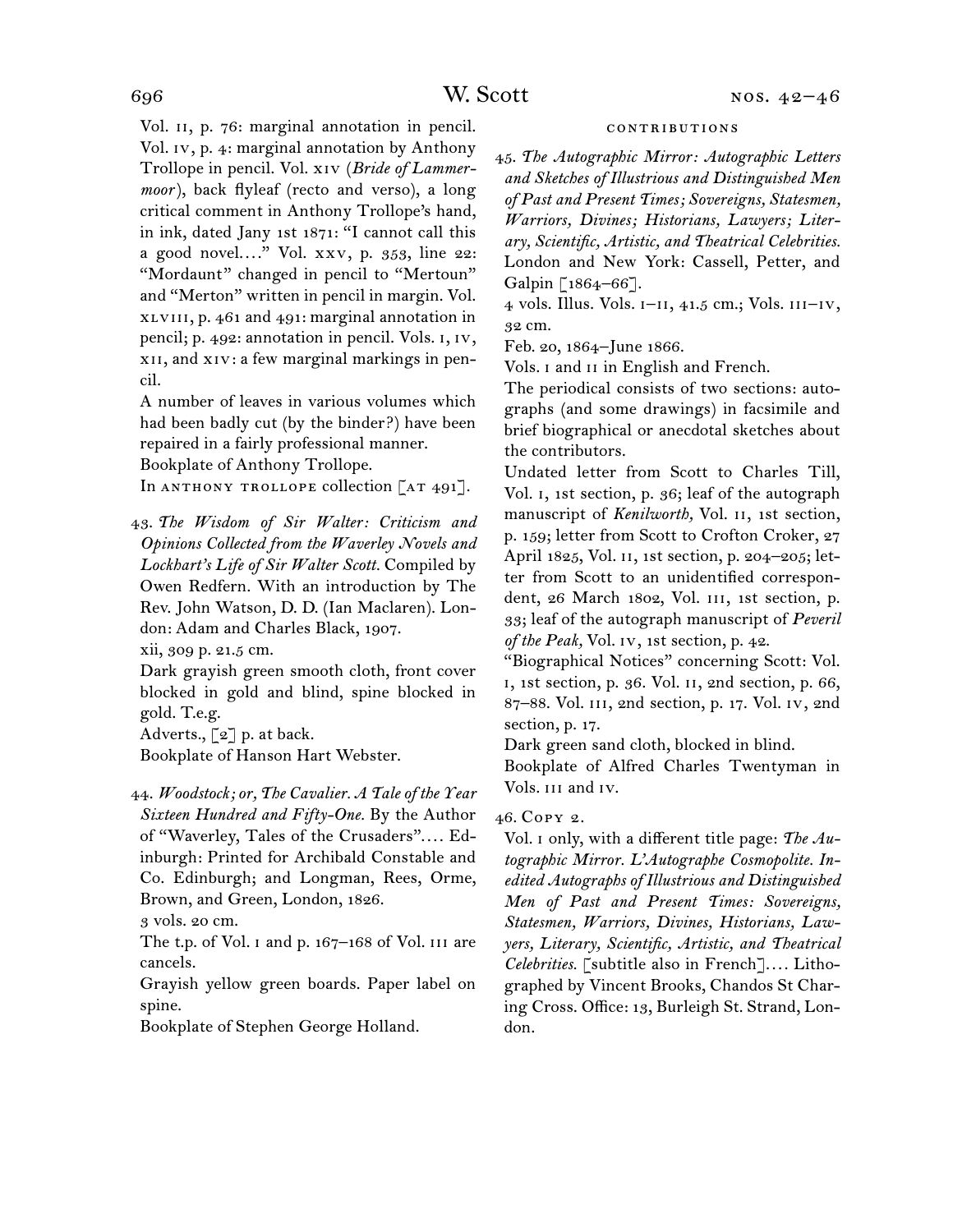Vol. II, p. 76: marginal annotation in pencil. Vol. IV, p. 4: marginal annotation by Anthony Trollope in pencil. Vol. XIV (*Bride of Lammermoor*), back flyleaf (recto and verso), a long critical comment in Anthony Trollope's hand, in ink, dated Jany 1st 1871: "I cannot call this a good novel…." Vol. XXV, p. 353, line 22: "Mordaunt" changed in pencil to "Mertoun" and "Merton" written in pencil in margin. Vol. XLVIII, p. 461 and 491: marginal annotation in pencil; p. 492: annotation in pencil. Vols. I, IV, XII, and XIV: a few marginal markings in pencil.

A number of leaves in various volumes which had been badly cut (by the binder?) have been repaired in a fairly professional manner.

Bookplate of Anthony Trollope.

In ANTHONY TROLLOPE collection [AT 491].

43. *The Wisdom of Sir Walter: Criticism and Opinions Collected from the Waverley Novels and Lockhart's Life of Sir Walter Scott.* Compiled by Owen Redfern. With an introduction by The Rev. John Watson, D. D. (Ian Maclaren). London: Adam and Charles Black, 1907.

xii, 309 p. 21.5 cm.

Dark grayish green smooth cloth, front cover blocked in gold and blind, spine blocked in gold. T.e.g.

Adverts., [2] p. at back.

Bookplate of Hanson Hart Webster.

44. *Woodstock; or, The Cavalier. A Tale of the Year Sixteen Hundred and Fifty-One.* By the Author of "Waverley, Tales of the Crusaders"…. Edinburgh: Printed for Archibald Constable and Co. Edinburgh; and Longman, Rees, Orme, Brown, and Green, London, 1826.

3 vols. 20 cm.

The t.p. of Vol. I and p. 167–168 of Vol. III are cancels.

Grayish yellow green boards. Paper label on spine.

Bookplate of Stephen George Holland.

CONTRIBUTIONS

45. *The Autographic Mirror: Autographic Letters and Sketches of Illustrious and Distinguished Men of Past and Present Times; Sovereigns, Statesmen, Warriors, Divines; Historians, Lawyers; Literary, Scientific, Artistic, and Theatrical Celebrities.* London and New York: Cassell, Petter, and Galpin [1864–66].

4 vols. Illus. Vols. I–II, 41.5 cm.; Vols. III–IV, 32 cm.

Feb. 20, 1864–June 1866.

Vols. I and II in English and French.

The periodical consists of two sections: autographs (and some drawings) in facsimile and brief biographical or anecdotal sketches about the contributors.

Undated letter from Scott to Charles Till, Vol. I, 1st section, p. 36; leaf of the autograph manuscript of *Kenilworth,* Vol. II, 1st section, p. 159; letter from Scott to Crofton Croker, 27 April 1825, Vol. II, 1st section, p. 204–205; letter from Scott to an unidentified correspondent, 26 March 1802, Vol. III, 1st section, p. 33; leaf of the autograph manuscript of *Peveril of the Peak,* Vol. IV, 1st section, p. 42.

"Biographical Notices" concerning Scott: Vol. I, 1st section, p. 36. Vol. II, 2nd section, p. 66, 87–88. Vol. III, 2nd section, p. 17. Vol. IV, 2nd section, p. 17.

Dark green sand cloth, blocked in blind.

Bookplate of Alfred Charles Twentyman in Vols. III and IV.

46. COPY 2.

Vol. I only, with a different title page: *The Autographic Mirror. L'Autographe Cosmopolite. Inedited Autographs of Illustrious and Distinguished Men of Past and Present Times: Sovereigns, Statesmen, Warriors, Divines, Historians, Lawyers, Literary, Scientific, Artistic, and Theatrical Celebrities.* [subtitle also in French]…. Lithographed by Vincent Brooks, Chandos St Charing Cross. Office: 13, Burleigh St. Strand, London.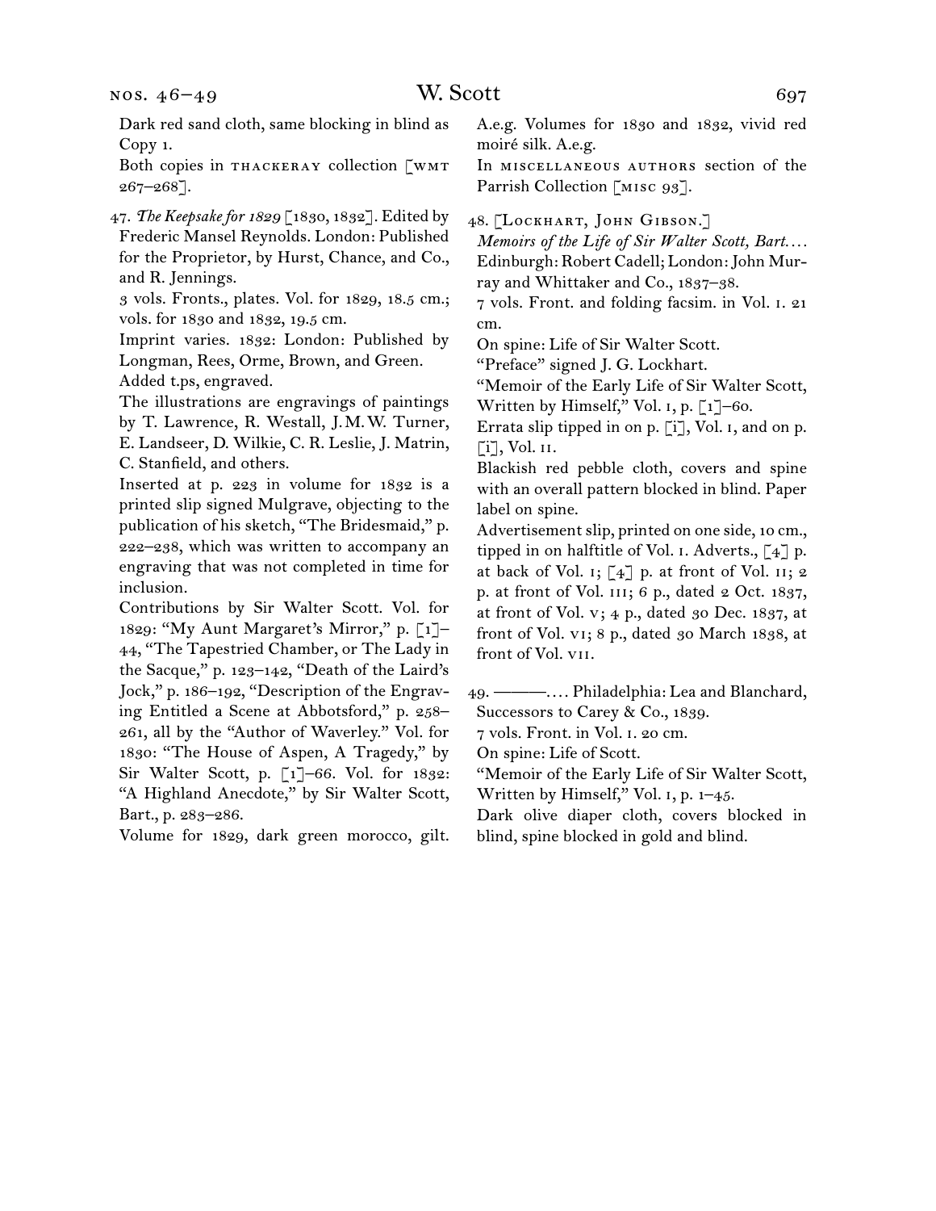Dark red sand cloth, same blocking in blind as Copy 1.

Both copies in THACKERAY collection [WMT 267–268].

47. *The Keepsake for 1829* [1830, 1832]. Edited by Frederic Mansel Reynolds. London: Published for the Proprietor, by Hurst, Chance, and Co., and R. Jennings.

3 vols. Fronts., plates. Vol. for 1829, 18.5 cm.; vols. for 1830 and 1832, 19.5 cm.

Imprint varies. 1832: London: Published by Longman, Rees, Orme, Brown, and Green.

Added t.ps, engraved.

The illustrations are engravings of paintings by T. Lawrence, R. Westall, J. M. W. Turner, E. Landseer, D. Wilkie, C. R. Leslie, J. Matrin, C. Stanfield, and others.

Inserted at p. 223 in volume for 1832 is a printed slip signed Mulgrave, objecting to the publication of his sketch, "The Bridesmaid," p. 222–238, which was written to accompany an engraving that was not completed in time for inclusion.

Contributions by Sir Walter Scott. Vol. for 1829: "My Aunt Margaret's Mirror," p. [1]–44, "The Tapestried Chamber, or The Lady in the Sacque," p. 123–142, "Death of the Laird's Jock," p. 186–192, "Description of the Engraving Entitled a Scene at Abbotsford," p. 258–261, all by the "Author of Waverley." Vol. for 1830: "The House of Aspen, A Tragedy," by Sir Walter Scott, p. [1]–66. Vol. for 1832: "A Highland Anecdote," by Sir Walter Scott, Bart., p. 283–286.

Volume for 1829, dark green morocco, gilt. A.e.g. Volumes for 1830 and 1832, vivid red moiré silk. A.e.g.

In MISCELLANEOUS AUTHORS section of the Parrish Collection [MISC 93].

48. [LOCKHART, JOHN GIBSON.]

*Memoirs of the Life of Sir Walter Scott, Bart.* . . . Edinburgh: Robert Cadell; London: John Murray and Whittaker and Co., 1837–38.

7 vols. Front. and folding facsim. in Vol. I. 21 cm.

On spine: Life of Sir Walter Scott.

"Preface" signed J. G. Lockhart.

"Memoir of the Early Life of Sir Walter Scott, Written by Himself," Vol. I, p. [1]–60.

Errata slip tipped in on p. [i], Vol. I, and on p. [i], Vol. II.

Blackish red pebble cloth, covers and spine with an overall pattern blocked in blind. Paper label on spine.

Advertisement slip, printed on one side, 10 cm., tipped in on halftitle of Vol. I. Adverts., [4] p. at back of Vol. I; [4] p. at front of Vol. II; 2 p. at front of Vol. III; 6 p., dated 2 Oct. 1837, at front of Vol. V; 4 p., dated 30 Dec. 1837, at front of Vol. VI; 8 p., dated 30 March 1838, at front of Vol. VII.

49. ———. . . . Philadelphia: Lea and Blanchard, Successors to Carey & Co., 1839.

7 vols. Front. in Vol. I. 20 cm.

On spine: Life of Scott.

"Memoir of the Early Life of Sir Walter Scott, Written by Himself," Vol. I, p. 1–45.

Dark olive diaper cloth, covers blocked in blind, spine blocked in gold and blind.